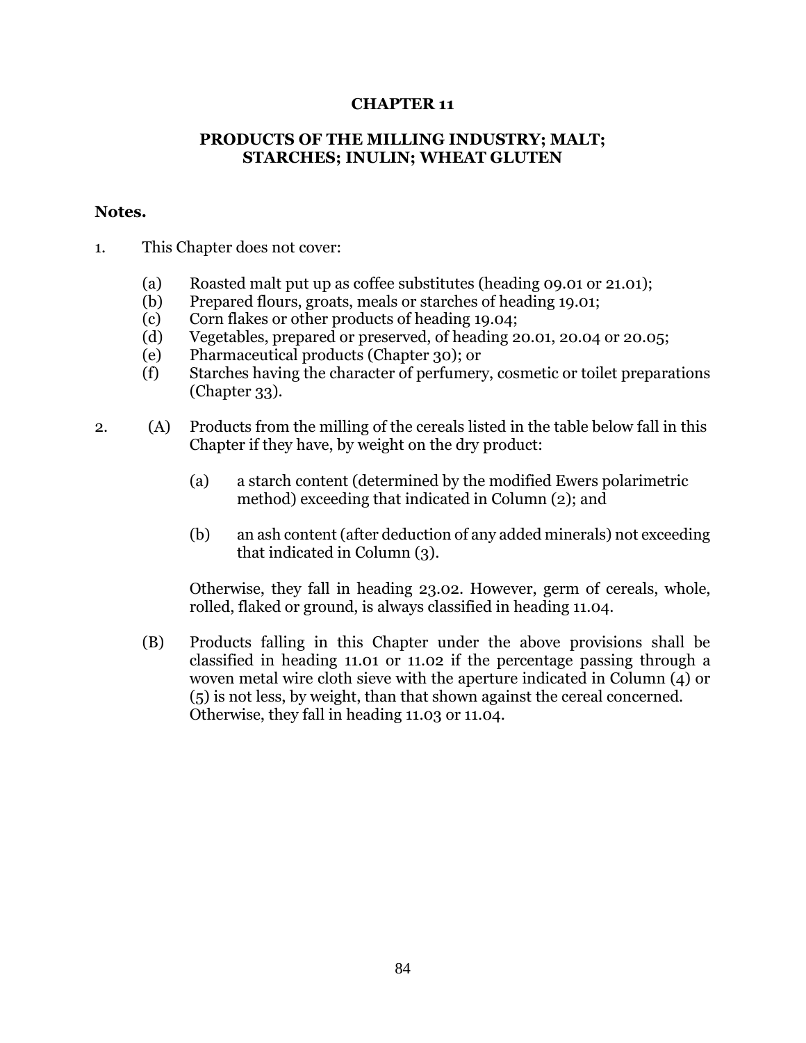# CHAPTER 11

## PRODUCTS OF THE MILLING INDUSTRY; MALT; STARCHES; INULIN; WHEAT GLUTEN

**Notes.**

1. This Chapter does not cover:

   (a) Roasted malt put up as coffee substitutes (heading 09.01 or 21.01);
   (b) Prepared flours, groats, meals or starches of heading 19.01;
   (c) Corn flakes or other products of heading 19.04;
   (d) Vegetables, prepared or preserved, of heading 20.01, 20.04 or 20.05;
   (e) Pharmaceutical products (Chapter 30); or
   (f) Starches having the character of perfumery, cosmetic or toilet preparations (Chapter 33).

2. (A) Products from the milling of the cereals listed in the table below fall in this Chapter if they have, by weight on the dry product:

   (a) a starch content (determined by the modified Ewers polarimetric method) exceeding that indicated in Column (2); and

   (b) an ash content (after deduction of any added minerals) not exceeding that indicated in Column (3).

   Otherwise, they fall in heading 23.02. However, germ of cereals, whole, rolled, flaked or ground, is always classified in heading 11.04.

   (B) Products falling in this Chapter under the above provisions shall be classified in heading 11.01 or 11.02 if the percentage passing through a woven metal wire cloth sieve with the aperture indicated in Column (4) or (5) is not less, by weight, than that shown against the cereal concerned. Otherwise, they fall in heading 11.03 or 11.04.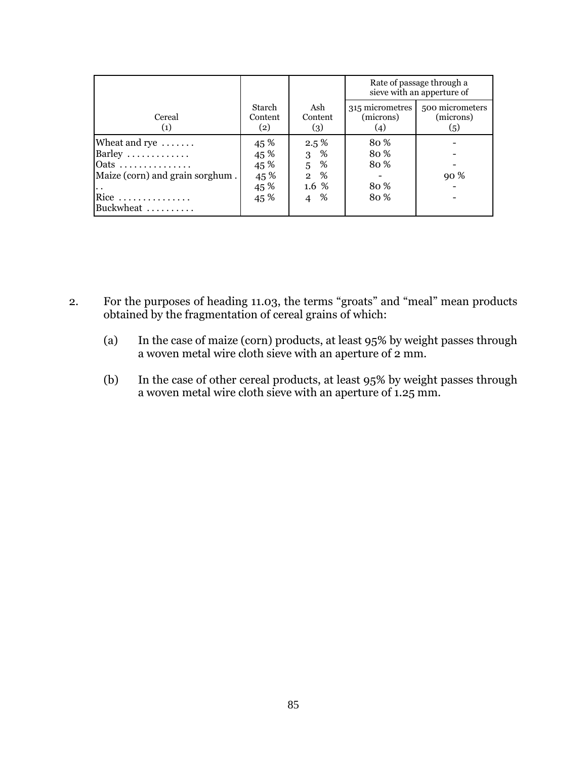| Cereal (1) | Starch Content (2) | Ash Content (3) | Rate of passage through a sieve with an apperture of 315 micrometres (microns) (4) | 500 micrometers (microns) (5) |
|---|---|---|---|---|
| Wheat and rye ....... | 45 % | 2.5 % | 80 % | - |
| Barley ............. | 45 % | 3 % | 80 % | - |
| Oats ............... | 45 % | 5 % | 80 % | - |
| Maize (corn) and grain sorghum . | 45 % | 2 % | - | 90 % |
| . . | 45 % | 1.6 % | 80 % | - |
| Rice ............... | 45 % | 4 % | 80 % | - |
| Buckwheat .......... | | | | |

2. For the purposes of heading 11.03, the terms "groats" and "meal" mean products obtained by the fragmentation of cereal grains of which:

   (a) In the case of maize (corn) products, at least 95% by weight passes through a woven metal wire cloth sieve with an aperture of 2 mm.

   (b) In the case of other cereal products, at least 95% by weight passes through a woven metal wire cloth sieve with an aperture of 1.25 mm.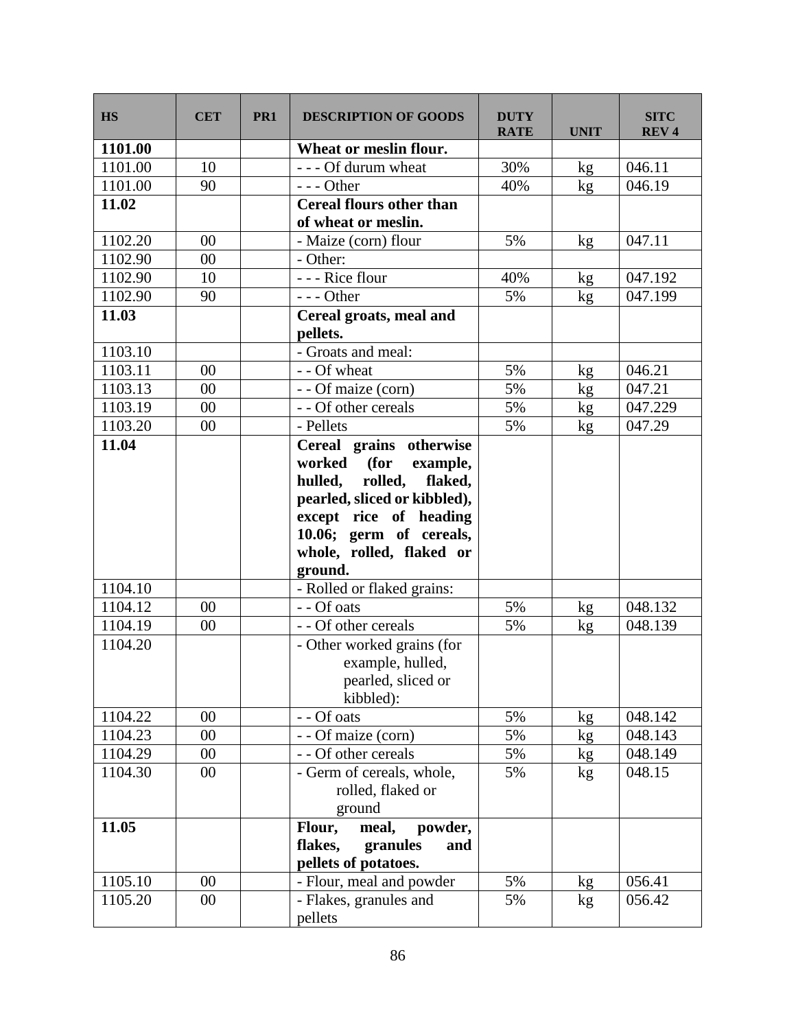| HS | CET | PR1 | DESCRIPTION OF GOODS | DUTY RATE | UNIT | SITC REV 4 |
|---|---|---|---|---|---|---|
| **1101.00** | | | **Wheat or meslin flour.** | | | |
| 1101.00 | 10 | | - - - Of durum wheat | 30% | kg | 046.11 |
| 1101.00 | 90 | | - - - Other | 40% | kg | 046.19 |
| **11.02** | | | **Cereal flours other than of wheat or meslin.** | | | |
| 1102.20 | 00 | | - Maize (corn) flour | 5% | kg | 047.11 |
| 1102.90 | 00 | | - Other: | | | |
| 1102.90 | 10 | | - - - Rice flour | 40% | kg | 047.192 |
| 1102.90 | 90 | | - - - Other | 5% | kg | 047.199 |
| **11.03** | | | **Cereal groats, meal and pellets.** | | | |
| 1103.10 | | | - Groats and meal: | | | |
| 1103.11 | 00 | | - - Of wheat | 5% | kg | 046.21 |
| 1103.13 | 00 | | - - Of maize (corn) | 5% | kg | 047.21 |
| 1103.19 | 00 | | - - Of other cereals | 5% | kg | 047.229 |
| 1103.20 | 00 | | - Pellets | 5% | kg | 047.29 |
| **11.04** | | | **Cereal grains otherwise worked (for example, hulled, rolled, flaked, pearled, sliced or kibbled), except rice of heading 10.06; germ of cereals, whole, rolled, flaked or ground.** | | | |
| 1104.10 | | | - Rolled or flaked grains: | | | |
| 1104.12 | 00 | | - - Of oats | 5% | kg | 048.132 |
| 1104.19 | 00 | | - - Of other cereals | 5% | kg | 048.139 |
| 1104.20 | | | - Other worked grains (for example, hulled, pearled, sliced or kibbled): | | | |
| 1104.22 | 00 | | - - Of oats | 5% | kg | 048.142 |
| 1104.23 | 00 | | - - Of maize (corn) | 5% | kg | 048.143 |
| 1104.29 | 00 | | - - Of other cereals | 5% | kg | 048.149 |
| 1104.30 | 00 | | - Germ of cereals, whole, rolled, flaked or ground | 5% | kg | 048.15 |
| **11.05** | | | **Flour, meal, powder, flakes, granules and pellets of potatoes.** | | | |
| 1105.10 | 00 | | - Flour, meal and powder | 5% | kg | 056.41 |
| 1105.20 | 00 | | - Flakes, granules and pellets | 5% | kg | 056.42 |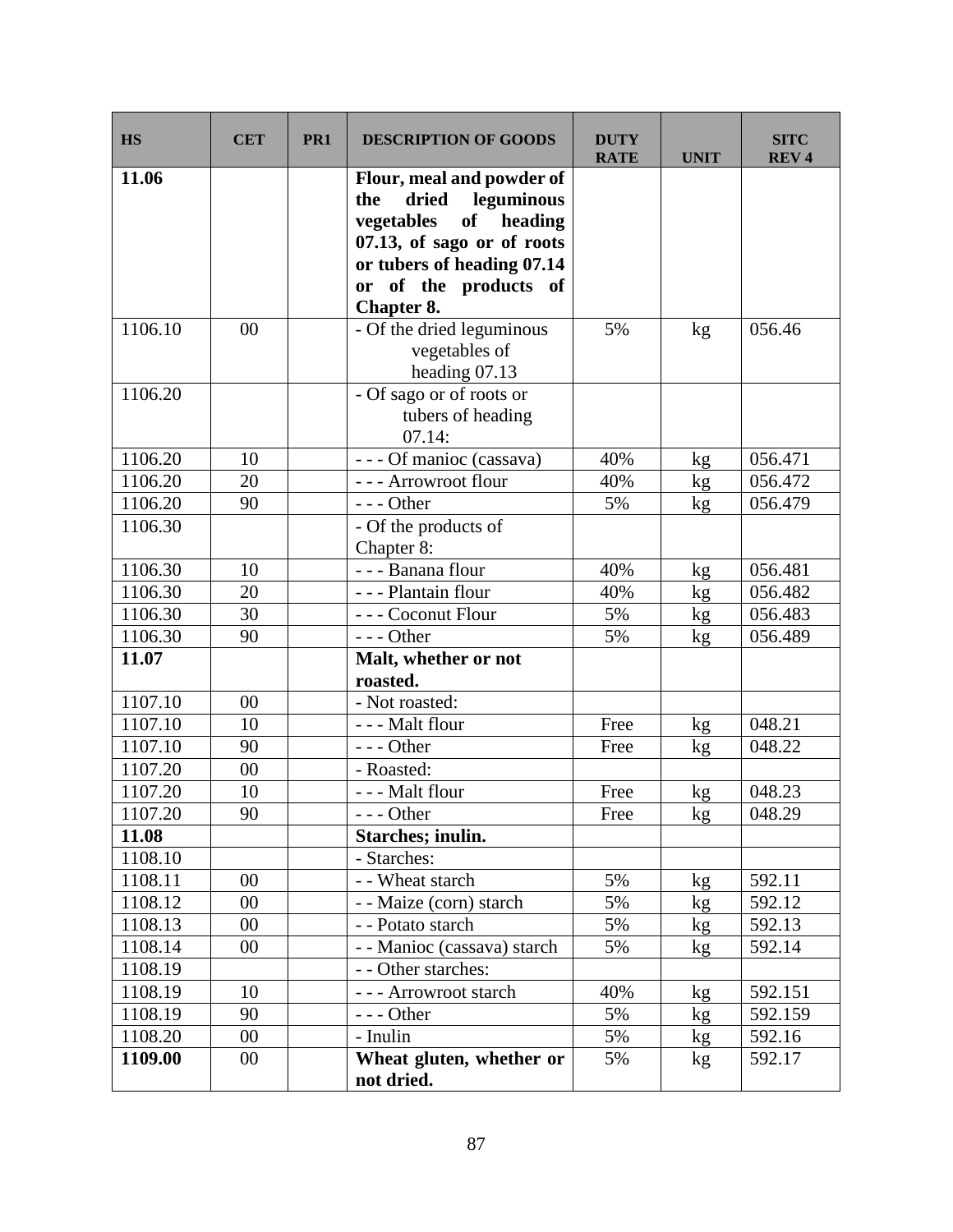| HS | CET | PR1 | DESCRIPTION OF GOODS | DUTY RATE | UNIT | SITC REV 4 |
|---|---|---|---|---|---|---|
| **11.06** | | | **Flour, meal and powder of the dried leguminous vegetables of heading 07.13, of sago or of roots or tubers of heading 07.14 or of the products of Chapter 8.** | | | |
| 1106.10 | 00 | | - Of the dried leguminous vegetables of heading 07.13 | 5% | kg | 056.46 |
| 1106.20 | | | - Of sago or of roots or tubers of heading 07.14: | | | |
| 1106.20 | 10 | | - - - Of manioc (cassava) | 40% | kg | 056.471 |
| 1106.20 | 20 | | - - - Arrowroot flour | 40% | kg | 056.472 |
| 1106.20 | 90 | | - - - Other | 5% | kg | 056.479 |
| 1106.30 | | | - Of the products of Chapter 8: | | | |
| 1106.30 | 10 | | - - - Banana flour | 40% | kg | 056.481 |
| 1106.30 | 20 | | - - - Plantain flour | 40% | kg | 056.482 |
| 1106.30 | 30 | | - - - Coconut Flour | 5% | kg | 056.483 |
| 1106.30 | 90 | | - - - Other | 5% | kg | 056.489 |
| **11.07** | | | **Malt, whether or not roasted.** | | | |
| 1107.10 | 00 | | - Not roasted: | | | |
| 1107.10 | 10 | | - - - Malt flour | Free | kg | 048.21 |
| 1107.10 | 90 | | - - - Other | Free | kg | 048.22 |
| 1107.20 | 00 | | - Roasted: | | | |
| 1107.20 | 10 | | - - - Malt flour | Free | kg | 048.23 |
| 1107.20 | 90 | | - - - Other | Free | kg | 048.29 |
| **11.08** | | | **Starches; inulin.** | | | |
| 1108.10 | | | - Starches: | | | |
| 1108.11 | 00 | | - - Wheat starch | 5% | kg | 592.11 |
| 1108.12 | 00 | | - - Maize (corn) starch | 5% | kg | 592.12 |
| 1108.13 | 00 | | - - Potato starch | 5% | kg | 592.13 |
| 1108.14 | 00 | | - - Manioc (cassava) starch | 5% | kg | 592.14 |
| 1108.19 | | | - - Other starches: | | | |
| 1108.19 | 10 | | - - - Arrowroot starch | 40% | kg | 592.151 |
| 1108.19 | 90 | | - - - Other | 5% | kg | 592.159 |
| 1108.20 | 00 | | - Inulin | 5% | kg | 592.16 |
| **1109.00** | 00 | | **Wheat gluten, whether or not dried.** | 5% | kg | 592.17 |